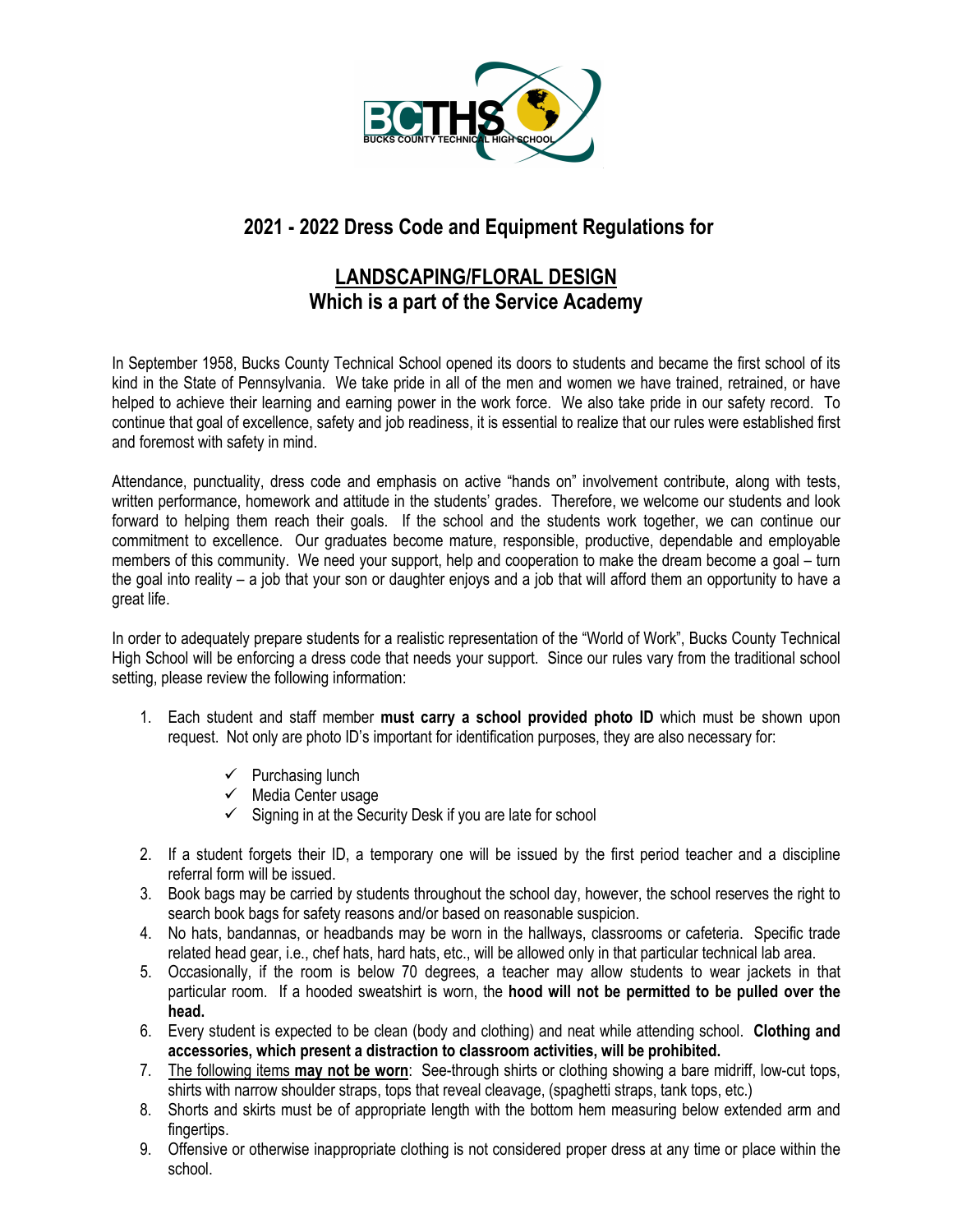# 2021 - 2022 Dress Code and Equipment Regulations for

## LANDSCAPING/FLORAL DESIGN
## Which is a part of the Service Academy

In September 1958, Bucks County Technical School opened its doors to students and became the first school of its kind in the State of Pennsylvania. We take pride in all of the men and women we have trained, retrained, or have helped to achieve their learning and earning power in the work force. We also take pride in our safety record. To continue that goal of excellence, safety and job readiness, it is essential to realize that our rules were established first and foremost with safety in mind.

Attendance, punctuality, dress code and emphasis on active "hands on" involvement contribute, along with tests, written performance, homework and attitude in the students' grades. Therefore, we welcome our students and look forward to helping them reach their goals. If the school and the students work together, we can continue our commitment to excellence. Our graduates become mature, responsible, productive, dependable and employable members of this community. We need your support, help and cooperation to make the dream become a goal – turn the goal into reality – a job that your son or daughter enjoys and a job that will afford them an opportunity to have a great life.

In order to adequately prepare students for a realistic representation of the "World of Work", Bucks County Technical High School will be enforcing a dress code that needs your support. Since our rules vary from the traditional school setting, please review the following information:

1. Each student and staff member **must carry a school provided photo ID** which must be shown upon request. Not only are photo ID's important for identification purposes, they are also necessary for:
   - ✓ Purchasing lunch
   - ✓ Media Center usage
   - ✓ Signing in at the Security Desk if you are late for school
2. If a student forgets their ID, a temporary one will be issued by the first period teacher and a discipline referral form will be issued.
3. Book bags may be carried by students throughout the school day, however, the school reserves the right to search book bags for safety reasons and/or based on reasonable suspicion.
4. No hats, bandannas, or headbands may be worn in the hallways, classrooms or cafeteria. Specific trade related head gear, i.e., chef hats, hard hats, etc., will be allowed only in that particular technical lab area.
5. Occasionally, if the room is below 70 degrees, a teacher may allow students to wear jackets in that particular room. If a hooded sweatshirt is worn, the **hood will not be permitted to be pulled over the head.**
6. Every student is expected to be clean (body and clothing) and neat while attending school. **Clothing and accessories, which present a distraction to classroom activities, will be prohibited.**
7. <u>The following items **may not be worn**</u>: See-through shirts or clothing showing a bare midriff, low-cut tops, shirts with narrow shoulder straps, tops that reveal cleavage, (spaghetti straps, tank tops, etc.)
8. Shorts and skirts must be of appropriate length with the bottom hem measuring below extended arm and fingertips.
9. Offensive or otherwise inappropriate clothing is not considered proper dress at any time or place within the school.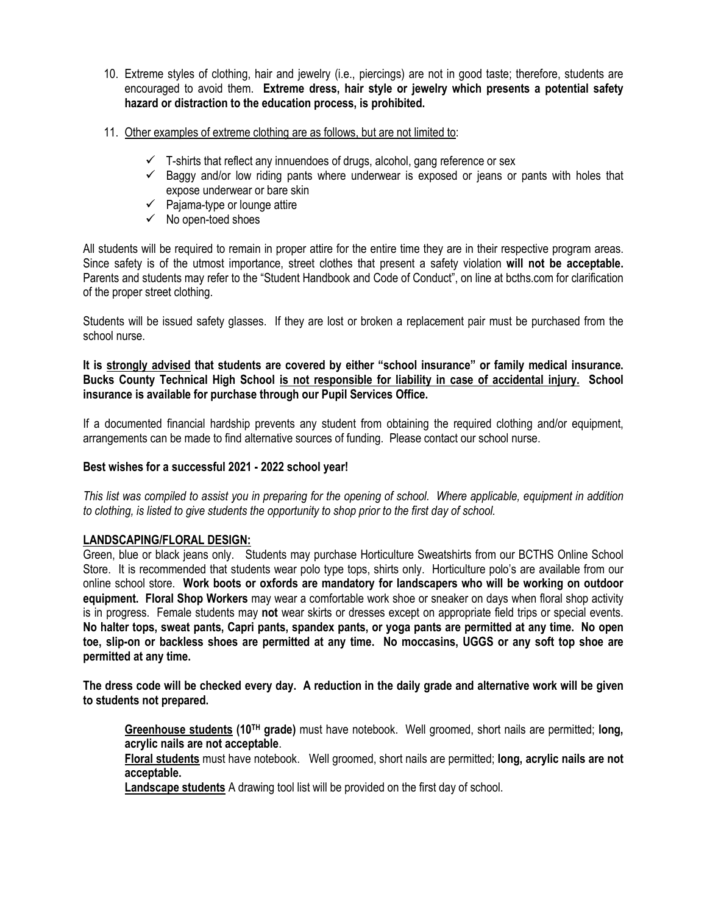10. Extreme styles of clothing, hair and jewelry (i.e., piercings) are not in good taste; therefore, students are encouraged to avoid them. **Extreme dress, hair style or jewelry which presents a potential safety hazard or distraction to the education process, is prohibited.**

11. <u>Other examples of extreme clothing are as follows, but are not limited to</u>:

    - ✓ T-shirts that reflect any innuendoes of drugs, alcohol, gang reference or sex
    - ✓ Baggy and/or low riding pants where underwear is exposed or jeans or pants with holes that expose underwear or bare skin
    - ✓ Pajama-type or lounge attire
    - ✓ No open-toed shoes

All students will be required to remain in proper attire for the entire time they are in their respective program areas. Since safety is of the utmost importance, street clothes that present a safety violation **will not be acceptable.** Parents and students may refer to the "Student Handbook and Code of Conduct", on line at bcths.com for clarification of the proper street clothing.

Students will be issued safety glasses. If they are lost or broken a replacement pair must be purchased from the school nurse.

**It is <u>strongly advised</u> that students are covered by either "school insurance" or family medical insurance. Bucks County Technical High School <u>is not responsible for liability in case of accidental injury.</u> School insurance is available for purchase through our Pupil Services Office.**

If a documented financial hardship prevents any student from obtaining the required clothing and/or equipment, arrangements can be made to find alternative sources of funding. Please contact our school nurse.

**Best wishes for a successful 2021 - 2022 school year!**

*This list was compiled to assist you in preparing for the opening of school. Where applicable, equipment in addition to clothing, is listed to give students the opportunity to shop prior to the first day of school.*

**<u>LANDSCAPING/FLORAL DESIGN:</u>**

Green, blue or black jeans only. Students may purchase Horticulture Sweatshirts from our BCTHS Online School Store. It is recommended that students wear polo type tops, shirts only. Horticulture polo's are available from our online school store. **Work boots or oxfords are mandatory for landscapers who will be working on outdoor equipment. Floral Shop Workers** may wear a comfortable work shoe or sneaker on days when floral shop activity is in progress. Female students may **not** wear skirts or dresses except on appropriate field trips or special events. **No halter tops, sweat pants, Capri pants, spandex pants, or yoga pants are permitted at any time. No open toe, slip-on or backless shoes are permitted at any time. No moccasins, UGGS or any soft top shoe are permitted at any time.**

**The dress code will be checked every day. A reduction in the daily grade and alternative work will be given to students not prepared.**

**<u>Greenhouse students</u> (10TH grade)** must have notebook. Well groomed, short nails are permitted; **long, acrylic nails are not acceptable**.

**<u>Floral students</u>** must have notebook. Well groomed, short nails are permitted; **long, acrylic nails are not acceptable.**

**<u>Landscape students</u>** A drawing tool list will be provided on the first day of school.